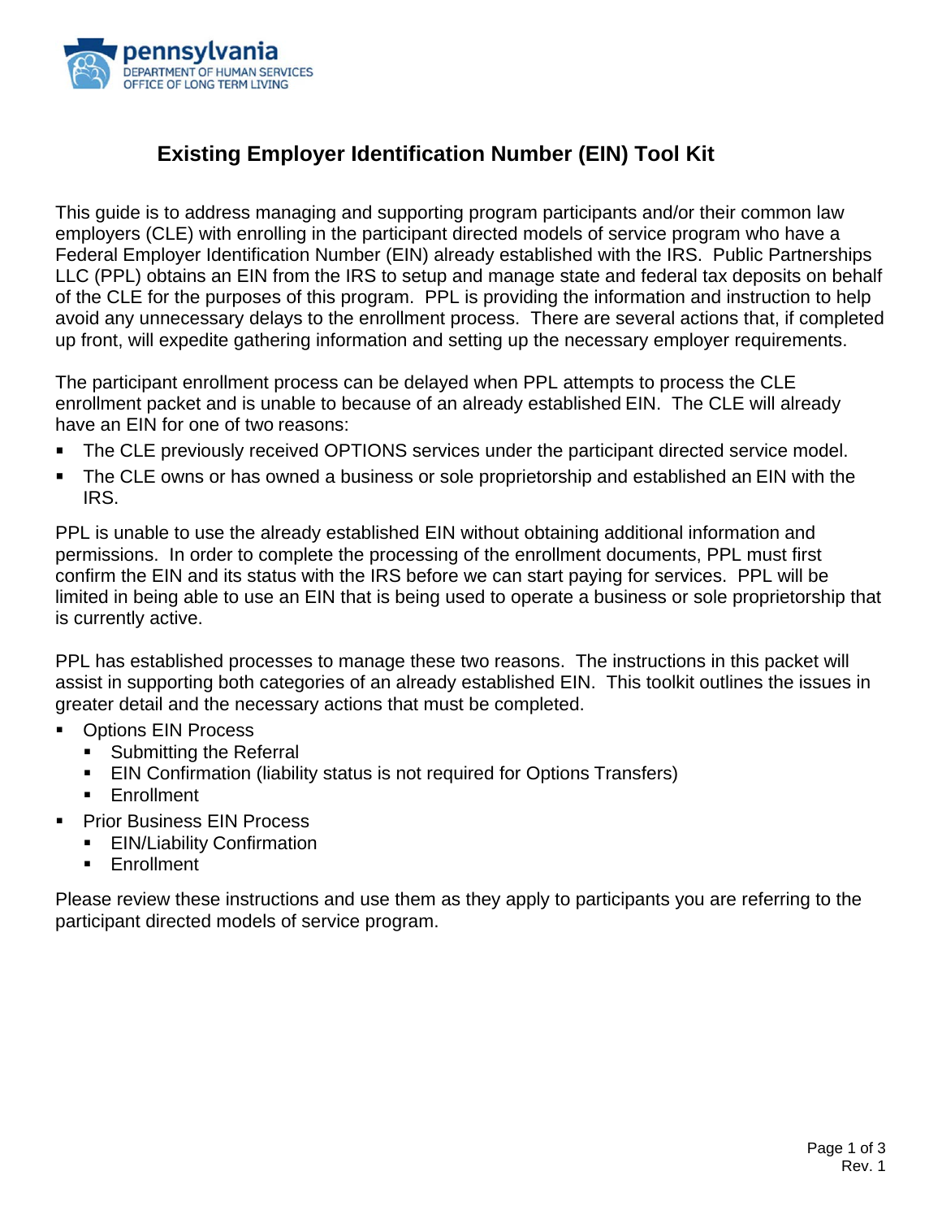# Existing Employer Identification Number (EIN) Tool Kit

This guide is to address managing and supporting program participants and/or their common law employers (CLE) with enrolling in the participant directed models of service program who have a Federal Employer Identification Number (EIN) already established with the IRS. Public Partnerships LLC (PPL) obtains an EIN from the IRS to setup and manage state and federal tax deposits on behalf of the CLE for the purposes of this program. PPL is providing the information and instruction to help avoid any unnecessary delays to the enrollment process. There are several actions that, if completed up front, will expedite gathering information and setting up the necessary employer requirements.

The participant enrollment process can be delayed when PPL attempts to process the CLE enrollment packet and is unable to because of an already established EIN. The CLE will already have an EIN for one of two reasons:

- The CLE previously received OPTIONS services under the participant directed service model.
- The CLE owns or has owned a business or sole proprietorship and established an EIN with the IRS.

PPL is unable to use the already established EIN without obtaining additional information and permissions. In order to complete the processing of the enrollment documents, PPL must first confirm the EIN and its status with the IRS before we can start paying for services. PPL will be limited in being able to use an EIN that is being used to operate a business or sole proprietorship that is currently active.

PPL has established processes to manage these two reasons. The instructions in this packet will assist in supporting both categories of an already established EIN. This toolkit outlines the issues in greater detail and the necessary actions that must be completed.

- Options EIN Process
  - Submitting the Referral
  - EIN Confirmation (liability status is not required for Options Transfers)
  - Enrollment
- Prior Business EIN Process
  - EIN/Liability Confirmation
  - Enrollment

Please review these instructions and use them as they apply to participants you are referring to the participant directed models of service program.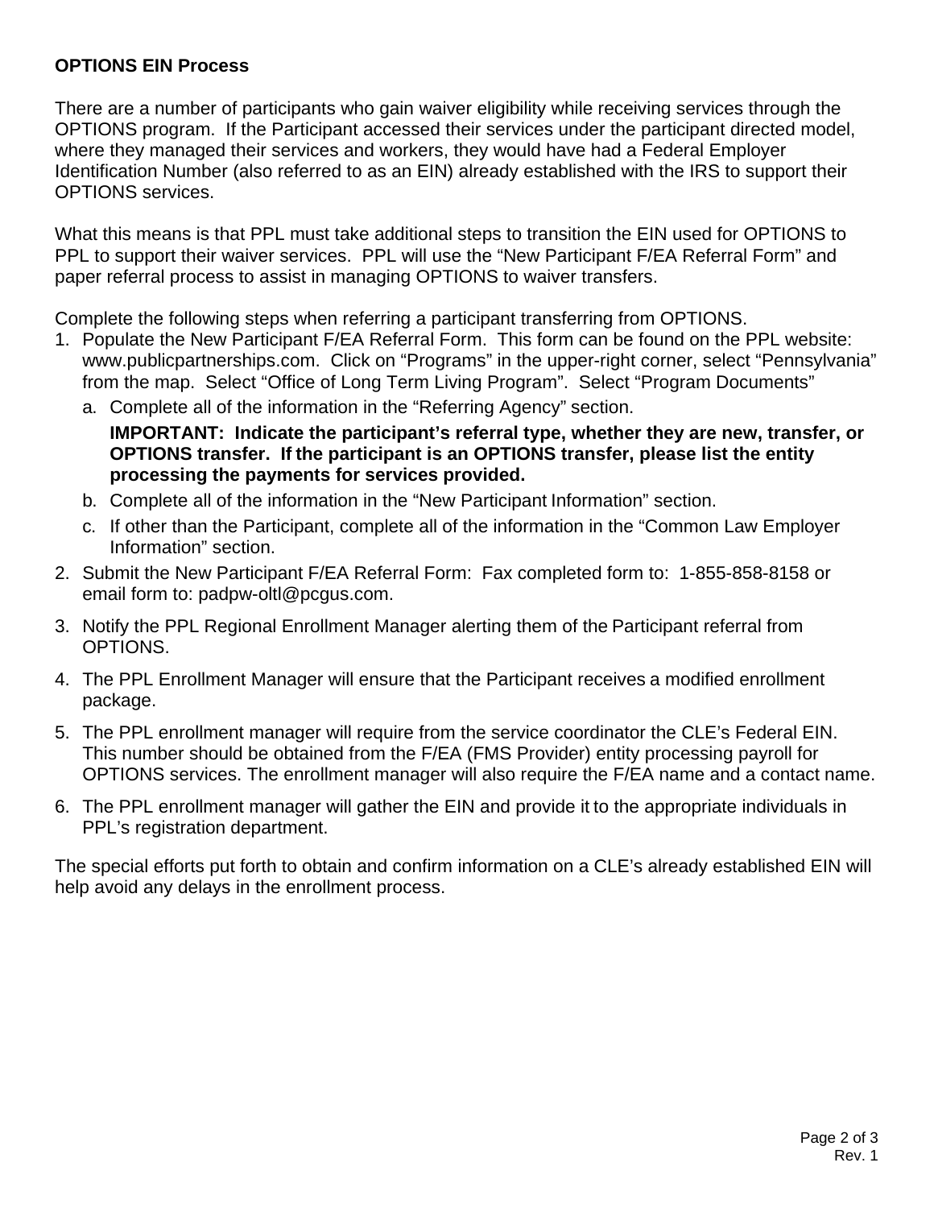**OPTIONS EIN Process**

There are a number of participants who gain waiver eligibility while receiving services through the OPTIONS program. If the Participant accessed their services under the participant directed model, where they managed their services and workers, they would have had a Federal Employer Identification Number (also referred to as an EIN) already established with the IRS to support their OPTIONS services.

What this means is that PPL must take additional steps to transition the EIN used for OPTIONS to PPL to support their waiver services. PPL will use the “New Participant F/EA Referral Form” and paper referral process to assist in managing OPTIONS to waiver transfers.

Complete the following steps when referring a participant transferring from OPTIONS.

1. Populate the New Participant F/EA Referral Form. This form can be found on the PPL website: www.publicpartnerships.com. Click on “Programs” in the upper-right corner, select “Pennsylvania” from the map. Select “Office of Long Term Living Program”. Select “Program Documents”
   a. Complete all of the information in the “Referring Agency” section.

      **IMPORTANT: Indicate the participant’s referral type, whether they are new, transfer, or OPTIONS transfer. If the participant is an OPTIONS transfer, please list the entity processing the payments for services provided.**
   b. Complete all of the information in the “New Participant Information” section.
   c. If other than the Participant, complete all of the information in the “Common Law Employer Information” section.
2. Submit the New Participant F/EA Referral Form: Fax completed form to: 1-855-858-8158 or email form to: padpw-oltl@pcgus.com.
3. Notify the PPL Regional Enrollment Manager alerting them of the Participant referral from OPTIONS.
4. The PPL Enrollment Manager will ensure that the Participant receives a modified enrollment package.
5. The PPL enrollment manager will require from the service coordinator the CLE’s Federal EIN. This number should be obtained from the F/EA (FMS Provider) entity processing payroll for OPTIONS services. The enrollment manager will also require the F/EA name and a contact name.
6. The PPL enrollment manager will gather the EIN and provide it to the appropriate individuals in PPL’s registration department.

The special efforts put forth to obtain and confirm information on a CLE’s already established EIN will help avoid any delays in the enrollment process.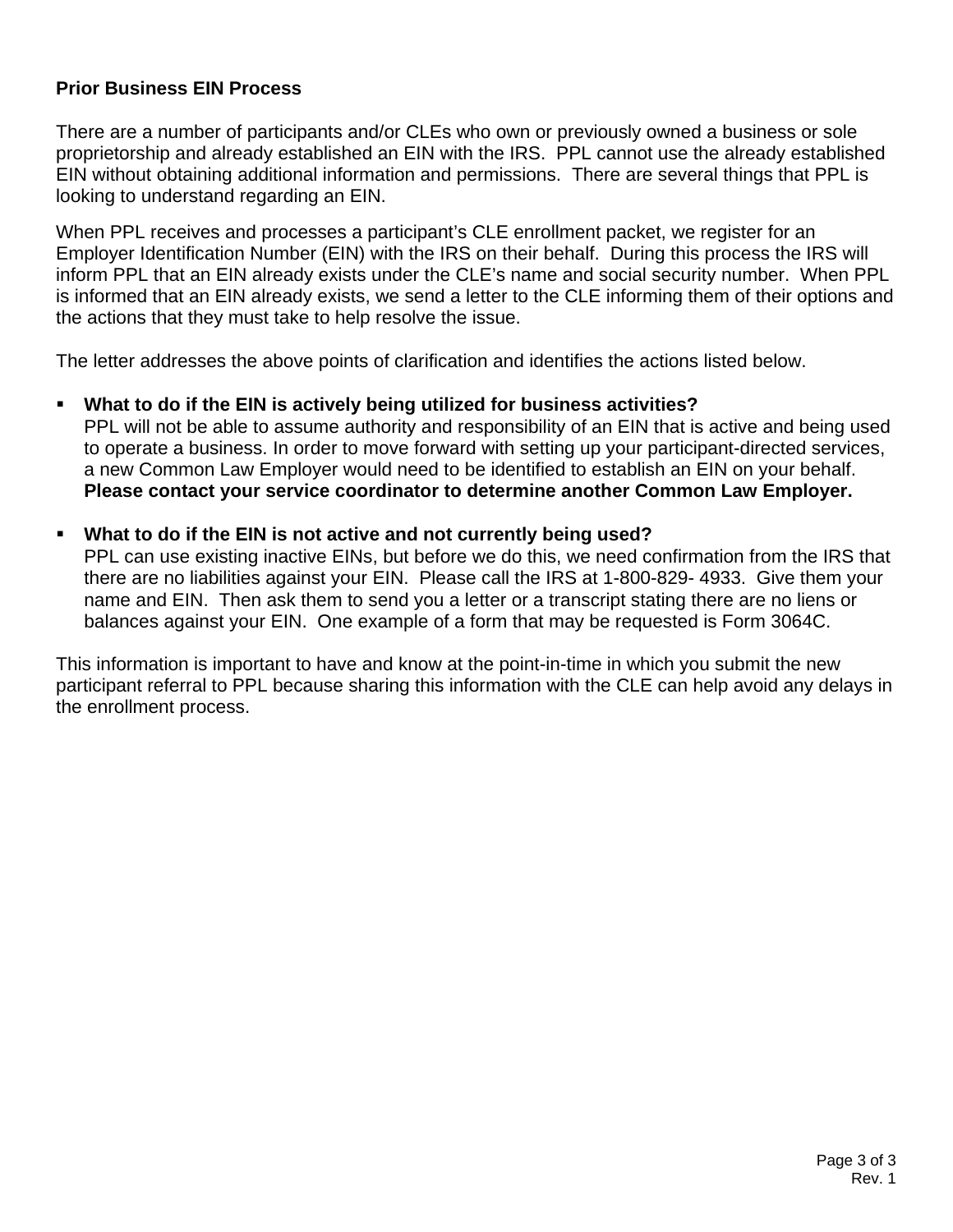**Prior Business EIN Process**

There are a number of participants and/or CLEs who own or previously owned a business or sole proprietorship and already established an EIN with the IRS. PPL cannot use the already established EIN without obtaining additional information and permissions. There are several things that PPL is looking to understand regarding an EIN.

When PPL receives and processes a participant's CLE enrollment packet, we register for an Employer Identification Number (EIN) with the IRS on their behalf. During this process the IRS will inform PPL that an EIN already exists under the CLE's name and social security number. When PPL is informed that an EIN already exists, we send a letter to the CLE informing them of their options and the actions that they must take to help resolve the issue.

The letter addresses the above points of clarification and identifies the actions listed below.

- **What to do if the EIN is actively being utilized for business activities?**
  PPL will not be able to assume authority and responsibility of an EIN that is active and being used to operate a business. In order to move forward with setting up your participant-directed services, a new Common Law Employer would need to be identified to establish an EIN on your behalf. **Please contact your service coordinator to determine another Common Law Employer.**

- **What to do if the EIN is not active and not currently being used?**
  PPL can use existing inactive EINs, but before we do this, we need confirmation from the IRS that there are no liabilities against your EIN. Please call the IRS at 1-800-829- 4933. Give them your name and EIN. Then ask them to send you a letter or a transcript stating there are no liens or balances against your EIN. One example of a form that may be requested is Form 3064C.

This information is important to have and know at the point-in-time in which you submit the new participant referral to PPL because sharing this information with the CLE can help avoid any delays in the enrollment process.